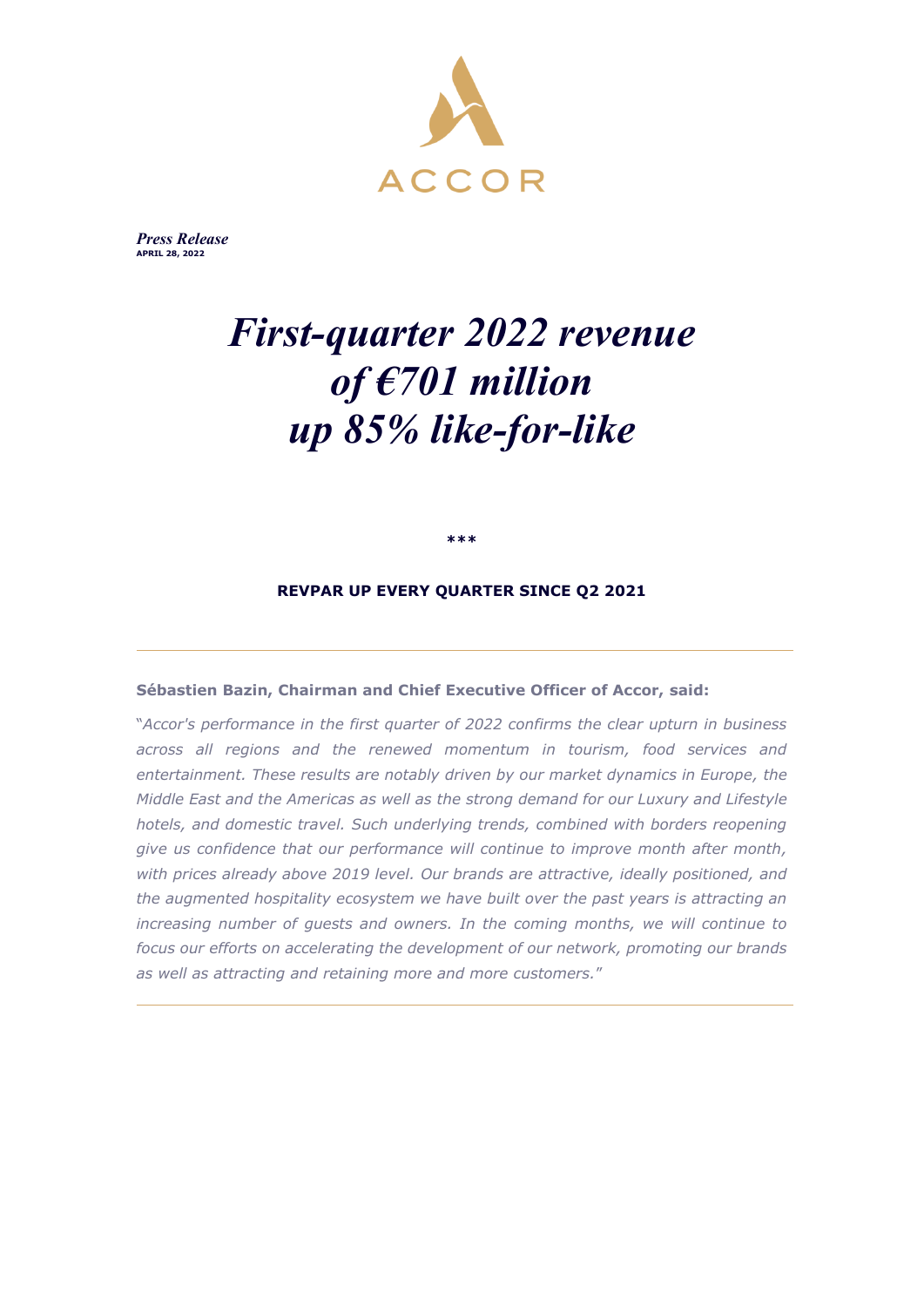ACCOR

*Press Release*
**APRIL 28, 2022**

# *First-quarter 2022 revenue of €701 million up 85% like-for-like*

***

**REVPAR UP EVERY QUARTER SINCE Q2 2021**

---

**Sébastien Bazin, Chairman and Chief Executive Officer of Accor, said:**

"*Accor's performance in the first quarter of 2022 confirms the clear upturn in business across all regions and the renewed momentum in tourism, food services and entertainment. These results are notably driven by our market dynamics in Europe, the Middle East and the Americas as well as the strong demand for our Luxury and Lifestyle hotels, and domestic travel. Such underlying trends, combined with borders reopening give us confidence that our performance will continue to improve month after month, with prices already above 2019 level. Our brands are attractive, ideally positioned, and the augmented hospitality ecosystem we have built over the past years is attracting an increasing number of guests and owners. In the coming months, we will continue to focus our efforts on accelerating the development of our network, promoting our brands as well as attracting and retaining more and more customers.*"

---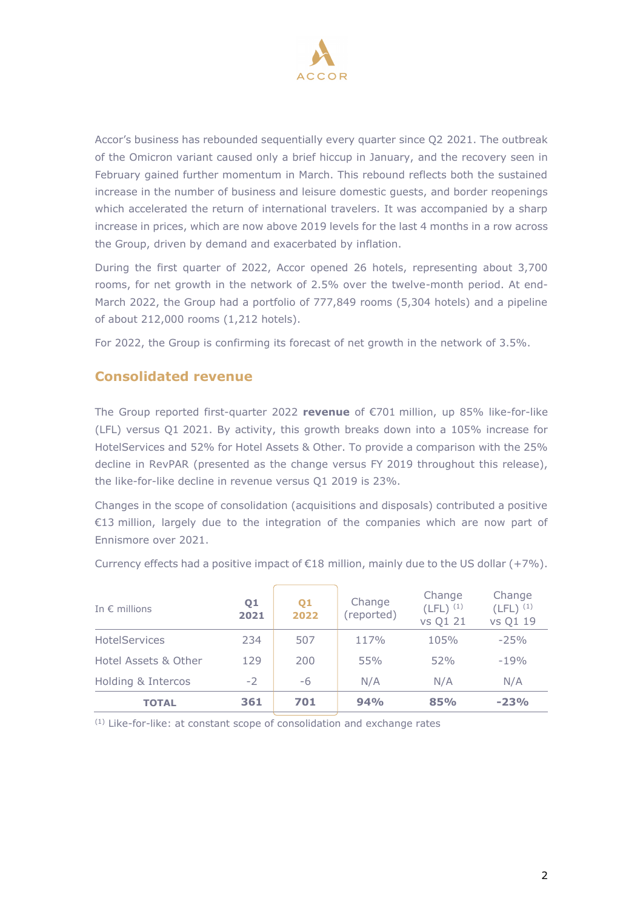Accor's business has rebounded sequentially every quarter since Q2 2021. The outbreak of the Omicron variant caused only a brief hiccup in January, and the recovery seen in February gained further momentum in March. This rebound reflects both the sustained increase in the number of business and leisure domestic guests, and border reopenings which accelerated the return of international travelers. It was accompanied by a sharp increase in prices, which are now above 2019 levels for the last 4 months in a row across the Group, driven by demand and exacerbated by inflation.

During the first quarter of 2022, Accor opened 26 hotels, representing about 3,700 rooms, for net growth in the network of 2.5% over the twelve-month period. At end-March 2022, the Group had a portfolio of 777,849 rooms (5,304 hotels) and a pipeline of about 212,000 rooms (1,212 hotels).

For 2022, the Group is confirming its forecast of net growth in the network of 3.5%.

## Consolidated revenue

The Group reported first-quarter 2022 **revenue** of €701 million, up 85% like-for-like (LFL) versus Q1 2021. By activity, this growth breaks down into a 105% increase for HotelServices and 52% for Hotel Assets & Other. To provide a comparison with the 25% decline in RevPAR (presented as the change versus FY 2019 throughout this release), the like-for-like decline in revenue versus Q1 2019 is 23%.

Changes in the scope of consolidation (acquisitions and disposals) contributed a positive €13 million, largely due to the integration of the companies which are now part of Ennismore over 2021.

Currency effects had a positive impact of €18 million, mainly due to the US dollar (+7%).

| In € millions | Q1 2021 | Q1 2022 | Change (reported) | Change (LFL) [1] vs Q1 21 | Change (LFL) [1] vs Q1 19 |
|---|---|---|---|---|---|
| HotelServices | 234 | 507 | 117% | 105% | -25% |
| Hotel Assets & Other | 129 | 200 | 55% | 52% | -19% |
| Holding & Intercos | -2 | -6 | N/A | N/A | N/A |
| **TOTAL** | **361** | **701** | **94%** | **85%** | **-23%** |

[1] Like-for-like: at constant scope of consolidation and exchange rates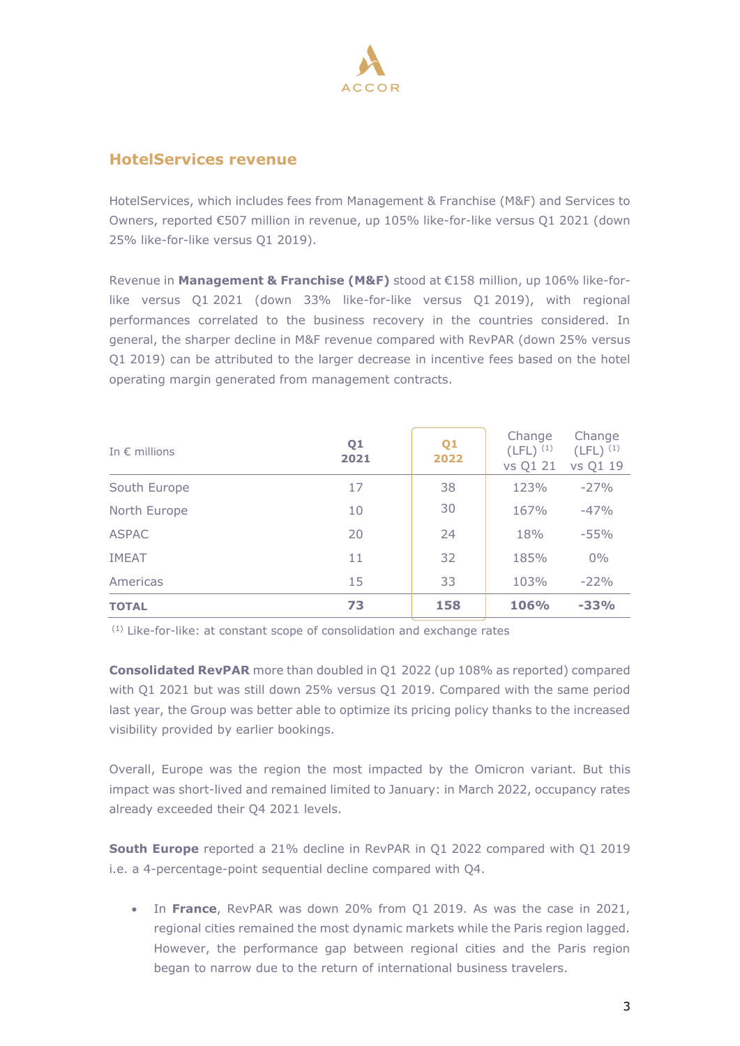## HotelServices revenue

HotelServices, which includes fees from Management & Franchise (M&F) and Services to Owners, reported €507 million in revenue, up 105% like-for-like versus Q1 2021 (down 25% like-for-like versus Q1 2019).

Revenue in **Management & Franchise (M&F)** stood at €158 million, up 106% like-for-like versus Q1 2021 (down 33% like-for-like versus Q1 2019), with regional performances correlated to the business recovery in the countries considered. In general, the sharper decline in M&F revenue compared with RevPAR (down 25% versus Q1 2019) can be attributed to the larger decrease in incentive fees based on the hotel operating margin generated from management contracts.

| In € millions | Q1 2021 | Q1 2022 | Change (LFL) [1] vs Q1 21 | Change (LFL) [1] vs Q1 19 |
|---|---|---|---|---|
| South Europe | 17 | 38 | 123% | -27% |
| North Europe | 10 | 30 | 167% | -47% |
| ASPAC | 20 | 24 | 18% | -55% |
| IMEAT | 11 | 32 | 185% | 0% |
| Americas | 15 | 33 | 103% | -22% |
| **TOTAL** | **73** | **158** | **106%** | **-33%** |

[1] Like-for-like: at constant scope of consolidation and exchange rates

**Consolidated RevPAR** more than doubled in Q1 2022 (up 108% as reported) compared with Q1 2021 but was still down 25% versus Q1 2019. Compared with the same period last year, the Group was better able to optimize its pricing policy thanks to the increased visibility provided by earlier bookings.

Overall, Europe was the region the most impacted by the Omicron variant. But this impact was short-lived and remained limited to January: in March 2022, occupancy rates already exceeded their Q4 2021 levels.

**South Europe** reported a 21% decline in RevPAR in Q1 2022 compared with Q1 2019 i.e. a 4-percentage-point sequential decline compared with Q4.

- In **France**, RevPAR was down 20% from Q1 2019. As was the case in 2021, regional cities remained the most dynamic markets while the Paris region lagged. However, the performance gap between regional cities and the Paris region began to narrow due to the return of international business travelers.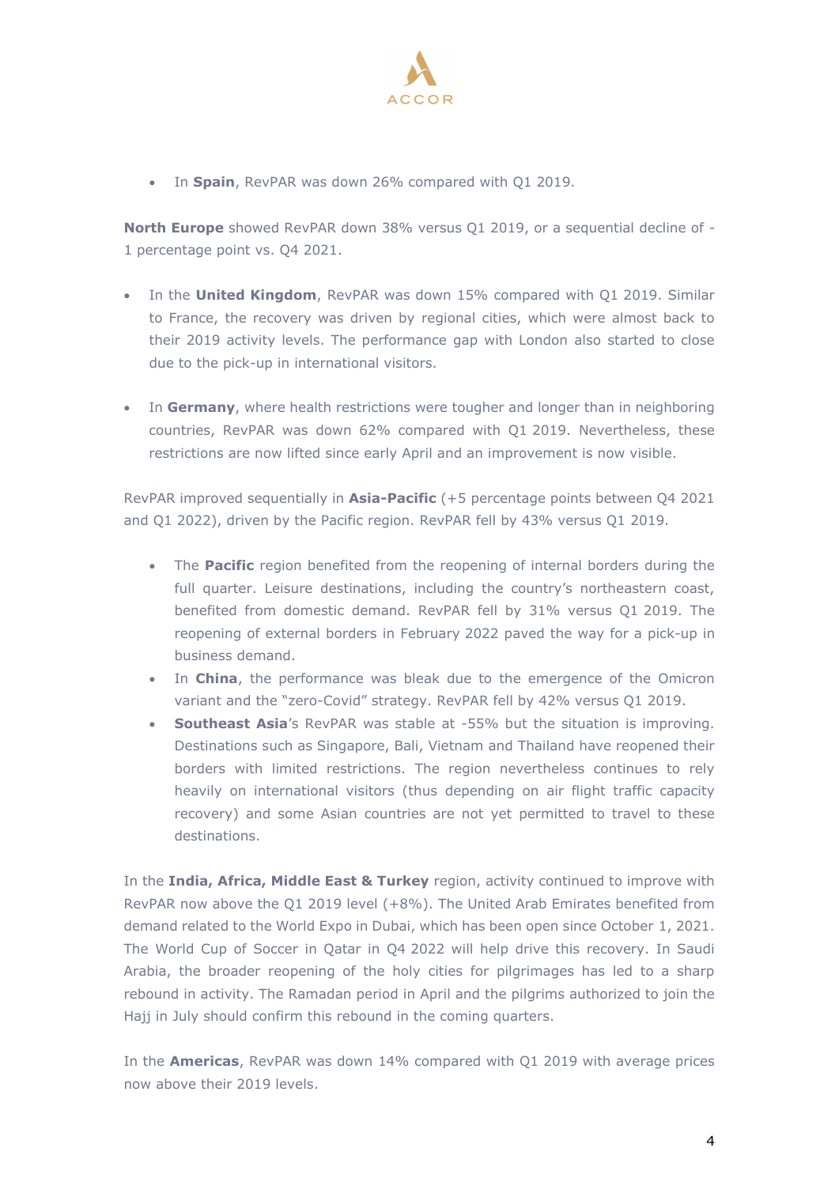- In **Spain**, RevPAR was down 26% compared with Q1 2019.

**North Europe** showed RevPAR down 38% versus Q1 2019, or a sequential decline of -1 percentage point vs. Q4 2021.

- In the **United Kingdom**, RevPAR was down 15% compared with Q1 2019. Similar to France, the recovery was driven by regional cities, which were almost back to their 2019 activity levels. The performance gap with London also started to close due to the pick-up in international visitors.

- In **Germany**, where health restrictions were tougher and longer than in neighboring countries, RevPAR was down 62% compared with Q1 2019. Nevertheless, these restrictions are now lifted since early April and an improvement is now visible.

RevPAR improved sequentially in **Asia-Pacific** (+5 percentage points between Q4 2021 and Q1 2022), driven by the Pacific region. RevPAR fell by 43% versus Q1 2019.

- The **Pacific** region benefited from the reopening of internal borders during the full quarter. Leisure destinations, including the country's northeastern coast, benefited from domestic demand. RevPAR fell by 31% versus Q1 2019. The reopening of external borders in February 2022 paved the way for a pick-up in business demand.
- In **China**, the performance was bleak due to the emergence of the Omicron variant and the "zero-Covid" strategy. RevPAR fell by 42% versus Q1 2019.
- **Southeast Asia**'s RevPAR was stable at -55% but the situation is improving. Destinations such as Singapore, Bali, Vietnam and Thailand have reopened their borders with limited restrictions. The region nevertheless continues to rely heavily on international visitors (thus depending on air flight traffic capacity recovery) and some Asian countries are not yet permitted to travel to these destinations.

In the **India, Africa, Middle East & Turkey** region, activity continued to improve with RevPAR now above the Q1 2019 level (+8%). The United Arab Emirates benefited from demand related to the World Expo in Dubai, which has been open since October 1, 2021. The World Cup of Soccer in Qatar in Q4 2022 will help drive this recovery. In Saudi Arabia, the broader reopening of the holy cities for pilgrimages has led to a sharp rebound in activity. The Ramadan period in April and the pilgrims authorized to join the Hajj in July should confirm this rebound in the coming quarters.

In the **Americas**, RevPAR was down 14% compared with Q1 2019 with average prices now above their 2019 levels.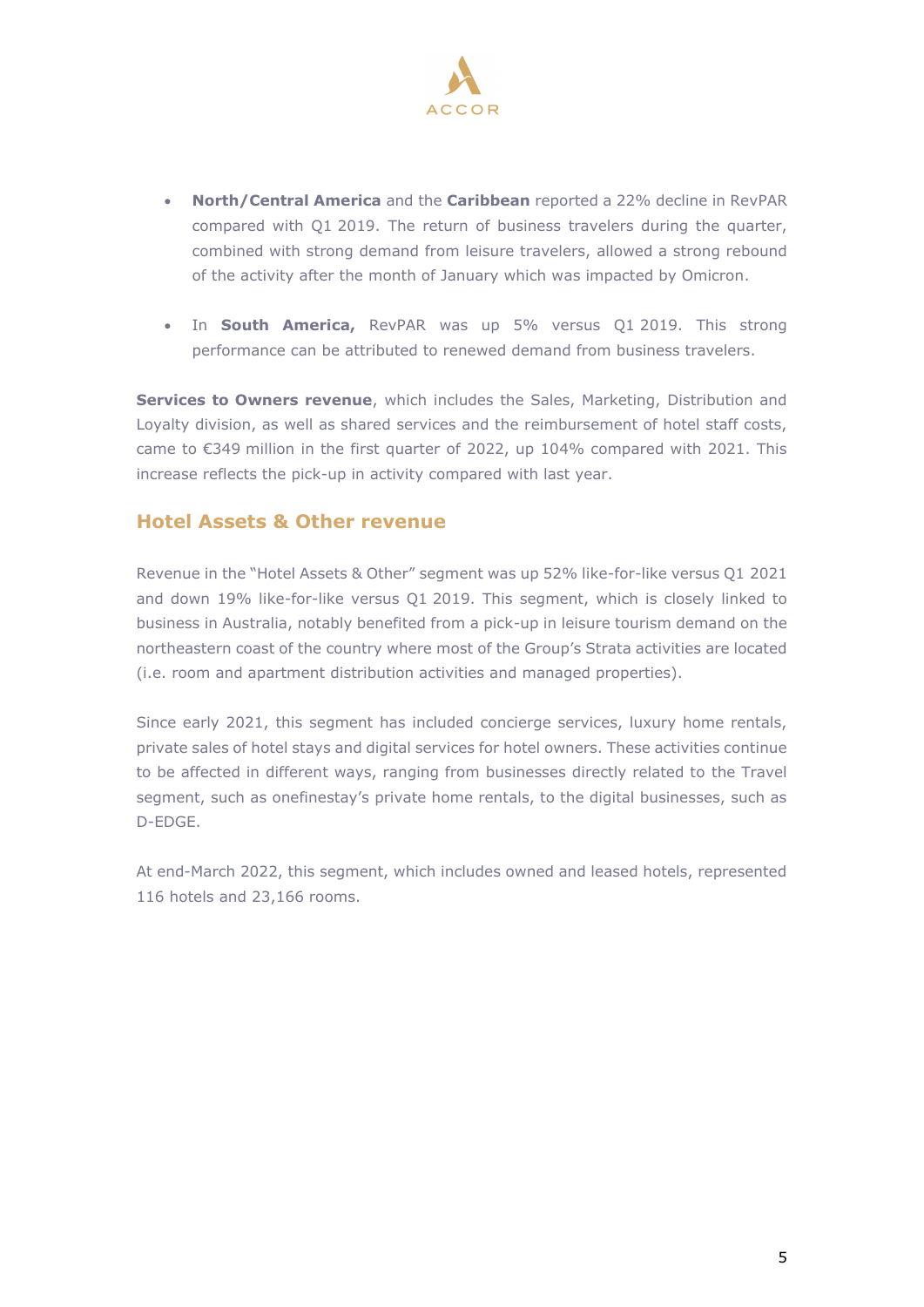- **North/Central America** and the **Caribbean** reported a 22% decline in RevPAR compared with Q1 2019. The return of business travelers during the quarter, combined with strong demand from leisure travelers, allowed a strong rebound of the activity after the month of January which was impacted by Omicron.

- In **South America,** RevPAR was up 5% versus Q1 2019. This strong performance can be attributed to renewed demand from business travelers.

**Services to Owners revenue**, which includes the Sales, Marketing, Distribution and Loyalty division, as well as shared services and the reimbursement of hotel staff costs, came to €349 million in the first quarter of 2022, up 104% compared with 2021. This increase reflects the pick-up in activity compared with last year.

## Hotel Assets & Other revenue

Revenue in the "Hotel Assets & Other" segment was up 52% like-for-like versus Q1 2021 and down 19% like-for-like versus Q1 2019. This segment, which is closely linked to business in Australia, notably benefited from a pick-up in leisure tourism demand on the northeastern coast of the country where most of the Group's Strata activities are located (i.e. room and apartment distribution activities and managed properties).

Since early 2021, this segment has included concierge services, luxury home rentals, private sales of hotel stays and digital services for hotel owners. These activities continue to be affected in different ways, ranging from businesses directly related to the Travel segment, such as onefinestay's private home rentals, to the digital businesses, such as D-EDGE.

At end-March 2022, this segment, which includes owned and leased hotels, represented 116 hotels and 23,166 rooms.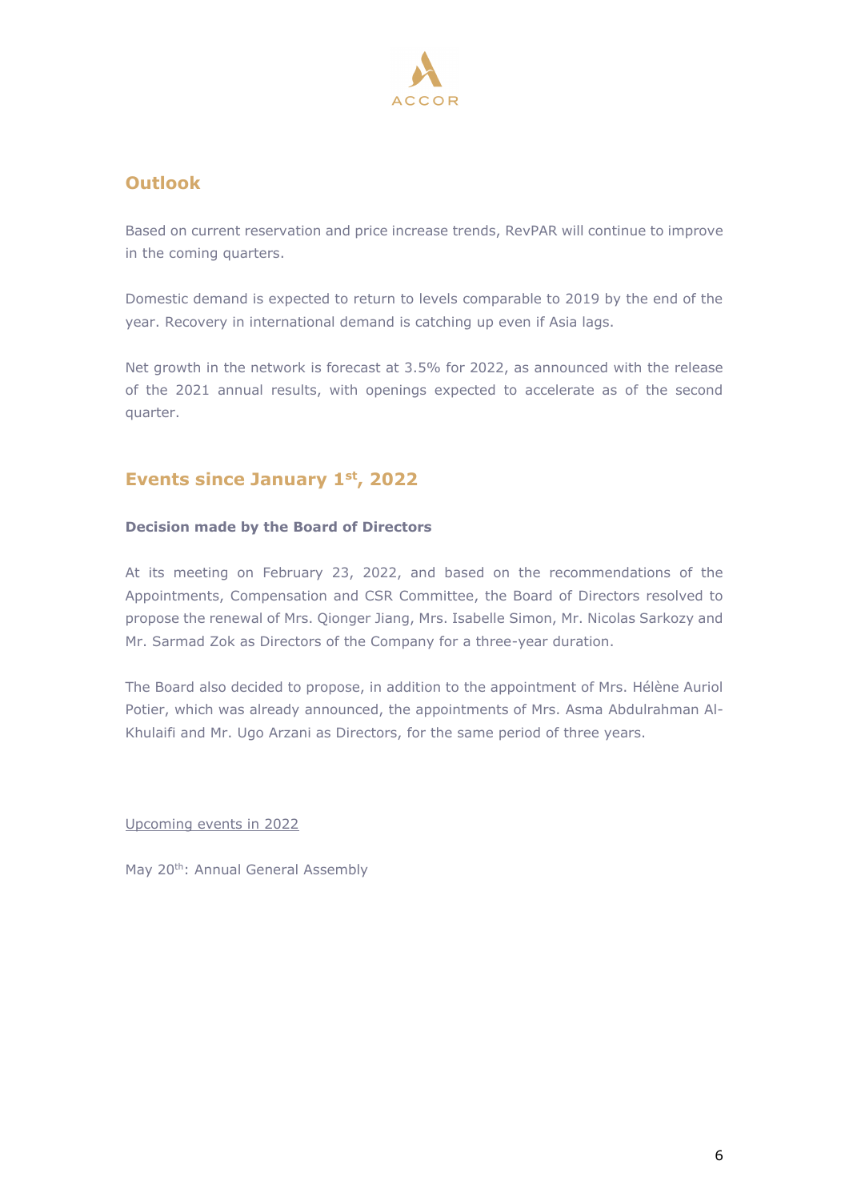## Outlook

Based on current reservation and price increase trends, RevPAR will continue to improve in the coming quarters.

Domestic demand is expected to return to levels comparable to 2019 by the end of the year. Recovery in international demand is catching up even if Asia lags.

Net growth in the network is forecast at 3.5% for 2022, as announced with the release of the 2021 annual results, with openings expected to accelerate as of the second quarter.

## Events since January 1st, 2022

**Decision made by the Board of Directors**

At its meeting on February 23, 2022, and based on the recommendations of the Appointments, Compensation and CSR Committee, the Board of Directors resolved to propose the renewal of Mrs. Qionger Jiang, Mrs. Isabelle Simon, Mr. Nicolas Sarkozy and Mr. Sarmad Zok as Directors of the Company for a three-year duration.

The Board also decided to propose, in addition to the appointment of Mrs. Hélène Auriol Potier, which was already announced, the appointments of Mrs. Asma Abdulrahman Al-Khulaifi and Mr. Ugo Arzani as Directors, for the same period of three years.

Upcoming events in 2022

May 20th: Annual General Assembly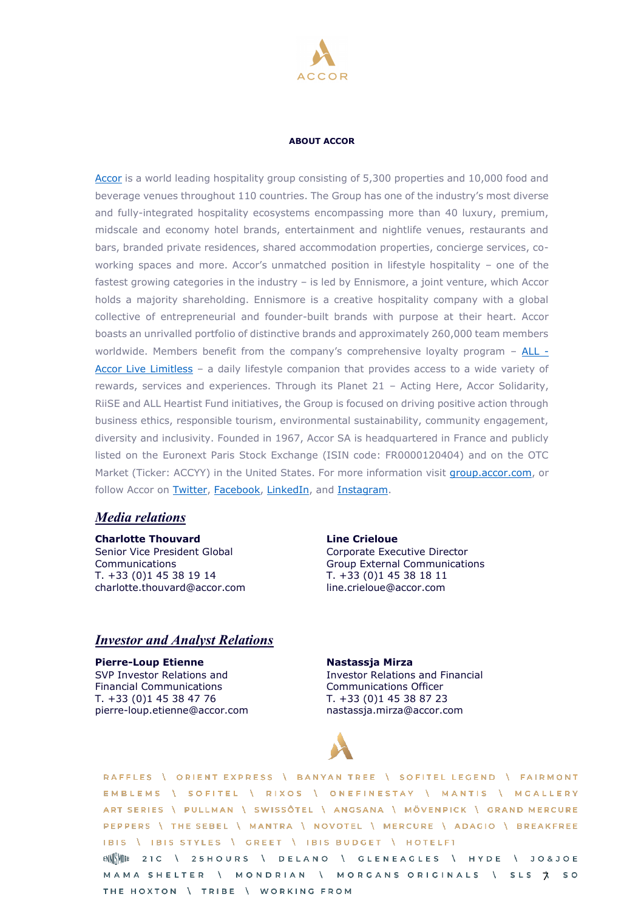## ABOUT ACCOR

[Accor](https://group.accor.com) is a world leading hospitality group consisting of 5,300 properties and 10,000 food and beverage venues throughout 110 countries. The Group has one of the industry's most diverse and fully-integrated hospitality ecosystems encompassing more than 40 luxury, premium, midscale and economy hotel brands, entertainment and nightlife venues, restaurants and bars, branded private residences, shared accommodation properties, concierge services, co-working spaces and more. Accor's unmatched position in lifestyle hospitality – one of the fastest growing categories in the industry – is led by Ennismore, a joint venture, which Accor holds a majority shareholding. Ennismore is a creative hospitality company with a global collective of entrepreneurial and founder-built brands with purpose at their heart. Accor boasts an unrivalled portfolio of distinctive brands and approximately 260,000 team members worldwide. Members benefit from the company's comprehensive loyalty program – ALL - Accor Live Limitless – a daily lifestyle companion that provides access to a wide variety of rewards, services and experiences. Through its Planet 21 – Acting Here, Accor Solidarity, RiiSE and ALL Heartist Fund initiatives, the Group is focused on driving positive action through business ethics, responsible tourism, environmental sustainability, community engagement, diversity and inclusivity. Founded in 1967, Accor SA is headquartered in France and publicly listed on the Euronext Paris Stock Exchange (ISIN code: FR0000120404) and on the OTC Market (Ticker: ACCYY) in the United States. For more information visit group.accor.com, or follow Accor on Twitter, Facebook, LinkedIn, and Instagram.

## *Media relations*

**Charlotte Thouvard**
Senior Vice President Global Communications
T. +33 (0)1 45 38 19 14
charlotte.thouvard@accor.com

**Line Crieloue**
Corporate Executive Director
Group External Communications
T. +33 (0)1 45 38 18 11
line.crieloue@accor.com

## *Investor and Analyst Relations*

**Pierre-Loup Etienne**
SVP Investor Relations and Financial Communications
T. +33 (0)1 45 38 47 76
pierre-loup.etienne@accor.com

**Nastassja Mirza**
Investor Relations and Financial Communications Officer
T. +33 (0)1 45 38 87 23
nastassja.mirza@accor.com

RAFFLES \ ORIENT EXPRESS \ BANYAN TREE \ SOFITEL LEGEND \ FAIRMONT
EMBLEMS \ SOFITEL \ RIXOS \ ONEFINESTAY \ MANTIS \ MGALLERY
ART SERIES \ PULLMAN \ SWISSÔTEL \ ANGSANA \ MÖVENPICK \ GRAND MERCURE
PEPPERS \ THE SEBEL \ MANTRA \ NOVOTEL \ MERCURE \ ADAGIO \ BREAKFREE
IBIS \ IBIS STYLES \ GREET \ IBIS BUDGET \ HOTELF1
ENNISMORE 21C \ 25HOURS \ DELANO \ GLENEAGLES \ HYDE \ JO&JOE
MAMA SHELTER \ MONDRIAN \ MORGANS ORIGINALS \ SLS \ SO
THE HOXTON \ TRIBE \ WORKING FROM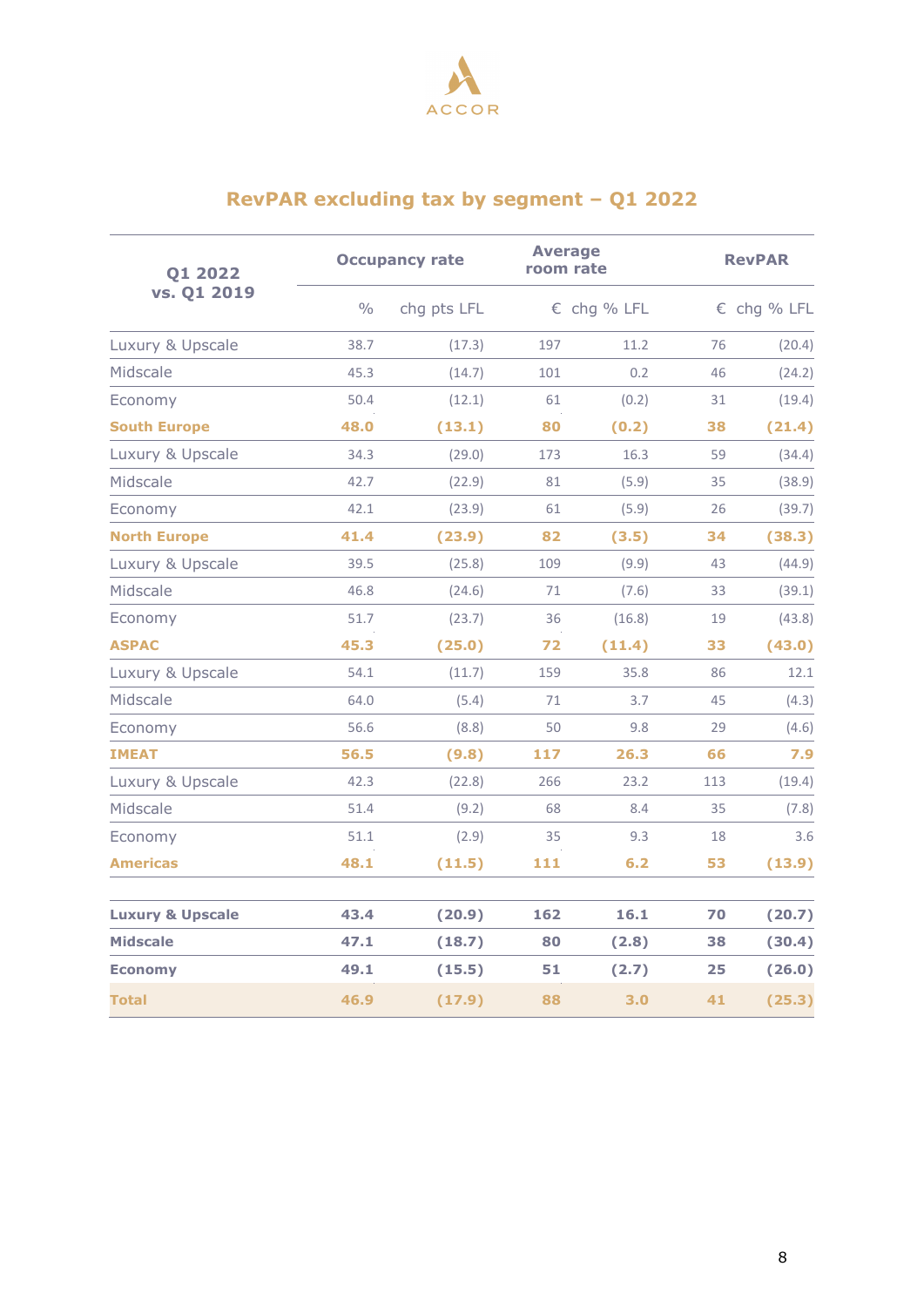## RevPAR excluding tax by segment – Q1 2022

| Q1 2022 vs. Q1 2019 | Occupancy rate | | Average room rate | | RevPAR | |
|---|---|---|---|---|---|---|
| | % | chg pts LFL | € | chg % LFL | € | chg % LFL |
| Luxury & Upscale | 38.7 | (17.3) | 197 | 11.2 | 76 | (20.4) |
| Midscale | 45.3 | (14.7) | 101 | 0.2 | 46 | (24.2) |
| Economy | 50.4 | (12.1) | 61 | (0.2) | 31 | (19.4) |
| **South Europe** | **48.0** | **(13.1)** | **80** | **(0.2)** | **38** | **(21.4)** |
| Luxury & Upscale | 34.3 | (29.0) | 173 | 16.3 | 59 | (34.4) |
| Midscale | 42.7 | (22.9) | 81 | (5.9) | 35 | (38.9) |
| Economy | 42.1 | (23.9) | 61 | (5.9) | 26 | (39.7) |
| **North Europe** | **41.4** | **(23.9)** | **82** | **(3.5)** | **34** | **(38.3)** |
| Luxury & Upscale | 39.5 | (25.8) | 109 | (9.9) | 43 | (44.9) |
| Midscale | 46.8 | (24.6) | 71 | (7.6) | 33 | (39.1) |
| Economy | 51.7 | (23.7) | 36 | (16.8) | 19 | (43.8) |
| **ASPAC** | **45.3** | **(25.0)** | **72** | **(11.4)** | **33** | **(43.0)** |
| Luxury & Upscale | 54.1 | (11.7) | 159 | 35.8 | 86 | 12.1 |
| Midscale | 64.0 | (5.4) | 71 | 3.7 | 45 | (4.3) |
| Economy | 56.6 | (8.8) | 50 | 9.8 | 29 | (4.6) |
| **IMEAT** | **56.5** | **(9.8)** | **117** | **26.3** | **66** | **7.9** |
| Luxury & Upscale | 42.3 | (22.8) | 266 | 23.2 | 113 | (19.4) |
| Midscale | 51.4 | (9.2) | 68 | 8.4 | 35 | (7.8) |
| Economy | 51.1 | (2.9) | 35 | 9.3 | 18 | 3.6 |
| **Americas** | **48.1** | **(11.5)** | **111** | **6.2** | **53** | **(13.9)** |
| **Luxury & Upscale** | **43.4** | **(20.9)** | **162** | **16.1** | **70** | **(20.7)** |
| **Midscale** | **47.1** | **(18.7)** | **80** | **(2.8)** | **38** | **(30.4)** |
| **Economy** | **49.1** | **(15.5)** | **51** | **(2.7)** | **25** | **(26.0)** |
| **Total** | **46.9** | **(17.9)** | **88** | **3.0** | **41** | **(25.3)** |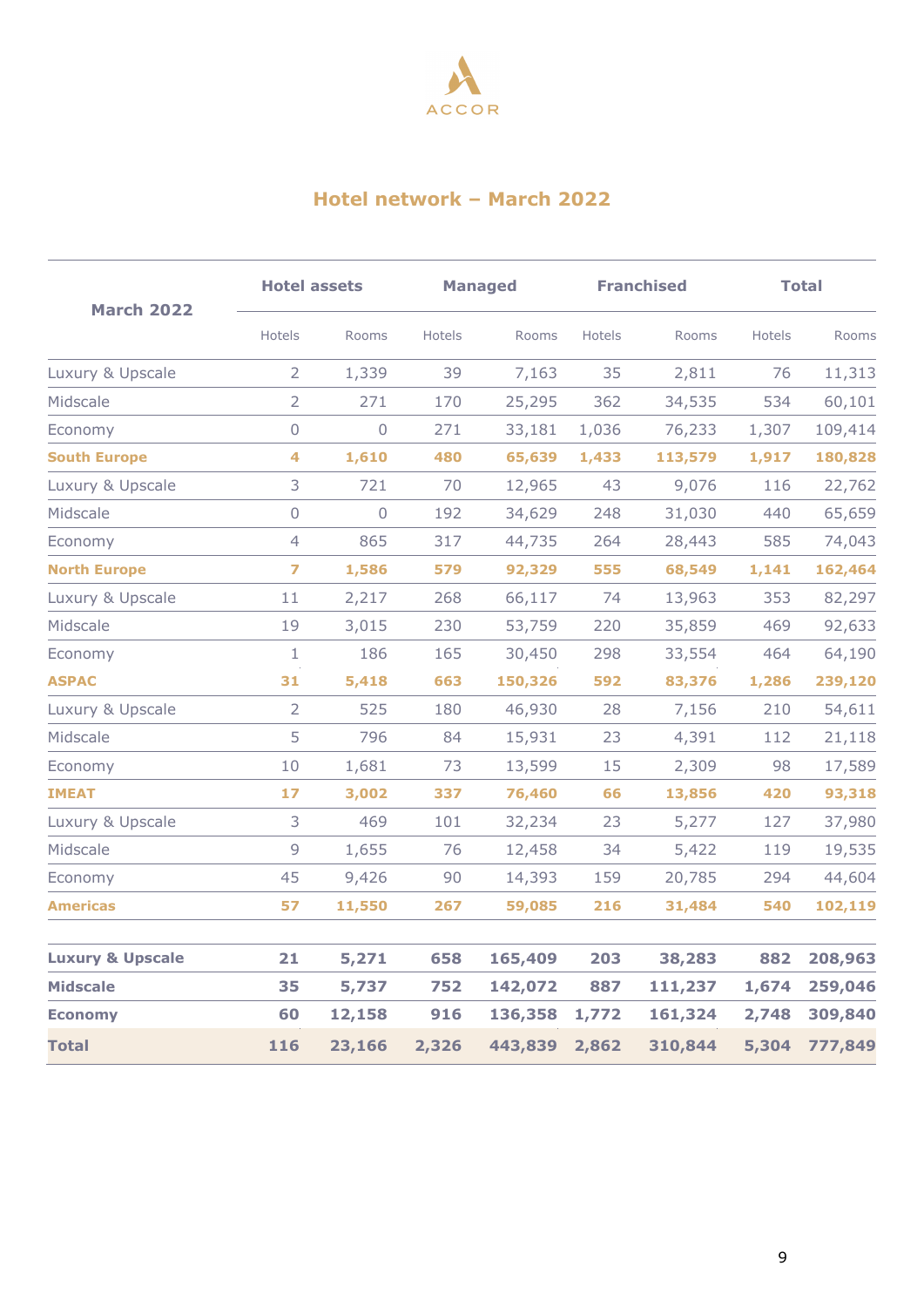ACCOR

## Hotel network – March 2022

| March 2022 | Hotel assets | | Managed | | Franchised | | Total | |
|---|---|---|---|---|---|---|---|---|
| | Hotels | Rooms | Hotels | Rooms | Hotels | Rooms | Hotels | Rooms |
| Luxury & Upscale | 2 | 1,339 | 39 | 7,163 | 35 | 2,811 | 76 | 11,313 |
| Midscale | 2 | 271 | 170 | 25,295 | 362 | 34,535 | 534 | 60,101 |
| Economy | 0 | 0 | 271 | 33,181 | 1,036 | 76,233 | 1,307 | 109,414 |
| **South Europe** | **4** | **1,610** | **480** | **65,639** | **1,433** | **113,579** | **1,917** | **180,828** |
| Luxury & Upscale | 3 | 721 | 70 | 12,965 | 43 | 9,076 | 116 | 22,762 |
| Midscale | 0 | 0 | 192 | 34,629 | 248 | 31,030 | 440 | 65,659 |
| Economy | 4 | 865 | 317 | 44,735 | 264 | 28,443 | 585 | 74,043 |
| **North Europe** | **7** | **1,586** | **579** | **92,329** | **555** | **68,549** | **1,141** | **162,464** |
| Luxury & Upscale | 11 | 2,217 | 268 | 66,117 | 74 | 13,963 | 353 | 82,297 |
| Midscale | 19 | 3,015 | 230 | 53,759 | 220 | 35,859 | 469 | 92,633 |
| Economy | 1 | 186 | 165 | 30,450 | 298 | 33,554 | 464 | 64,190 |
| **ASPAC** | **31** | **5,418** | **663** | **150,326** | **592** | **83,376** | **1,286** | **239,120** |
| Luxury & Upscale | 2 | 525 | 180 | 46,930 | 28 | 7,156 | 210 | 54,611 |
| Midscale | 5 | 796 | 84 | 15,931 | 23 | 4,391 | 112 | 21,118 |
| Economy | 10 | 1,681 | 73 | 13,599 | 15 | 2,309 | 98 | 17,589 |
| **IMEAT** | **17** | **3,002** | **337** | **76,460** | **66** | **13,856** | **420** | **93,318** |
| Luxury & Upscale | 3 | 469 | 101 | 32,234 | 23 | 5,277 | 127 | 37,980 |
| Midscale | 9 | 1,655 | 76 | 12,458 | 34 | 5,422 | 119 | 19,535 |
| Economy | 45 | 9,426 | 90 | 14,393 | 159 | 20,785 | 294 | 44,604 |
| **Americas** | **57** | **11,550** | **267** | **59,085** | **216** | **31,484** | **540** | **102,119** |
| **Luxury & Upscale** | **21** | **5,271** | **658** | **165,409** | **203** | **38,283** | **882** | **208,963** |
| **Midscale** | **35** | **5,737** | **752** | **142,072** | **887** | **111,237** | **1,674** | **259,046** |
| **Economy** | **60** | **12,158** | **916** | **136,358** | **1,772** | **161,324** | **2,748** | **309,840** |
| **Total** | **116** | **23,166** | **2,326** | **443,839** | **2,862** | **310,844** | **5,304** | **777,849** |